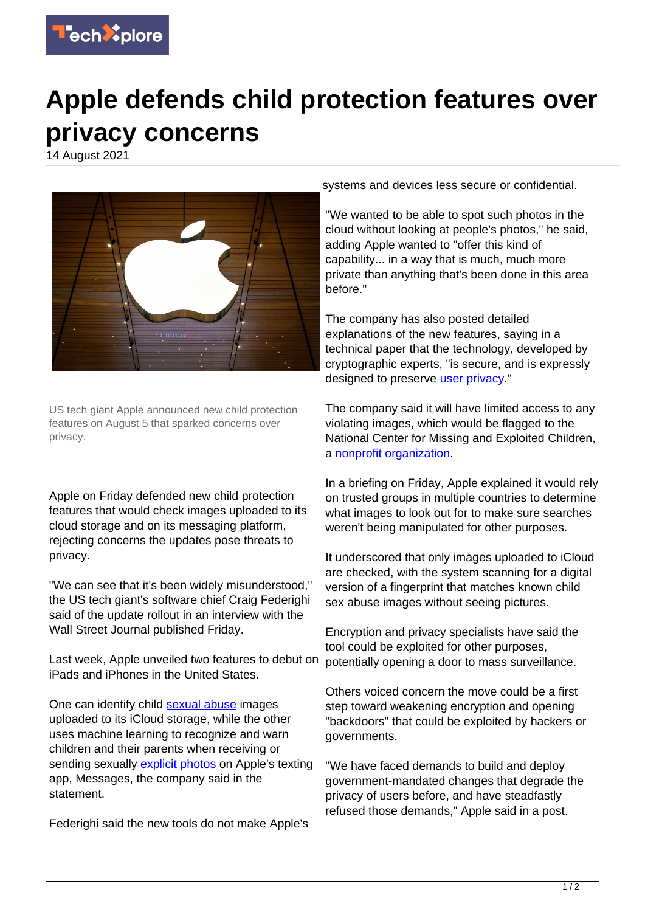# Apple defends child protection features over privacy concerns

14 August 2021

US tech giant Apple announced new child protection features on August 5 that sparked concerns over privacy.

Apple on Friday defended new child protection features that would check images uploaded to its cloud storage and on its messaging platform, rejecting concerns the updates pose threats to privacy.

"We can see that it's been widely misunderstood," the US tech giant's software chief Craig Federighi said of the update rollout in an interview with the Wall Street Journal published Friday.

Last week, Apple unveiled two features to debut on iPads and iPhones in the United States.

One can identify child sexual abuse images uploaded to its iCloud storage, while the other uses machine learning to recognize and warn children and their parents when receiving or sending sexually explicit photos on Apple's texting app, Messages, the company said in the statement.

Federighi said the new tools do not make Apple's systems and devices less secure or confidential.

"We wanted to be able to spot such photos in the cloud without looking at people's photos," he said, adding Apple wanted to "offer this kind of capability... in a way that is much, much more private than anything that's been done in this area before."

The company has also posted detailed explanations of the new features, saying in a technical paper that the technology, developed by cryptographic experts, "is secure, and is expressly designed to preserve user privacy."

The company said it will have limited access to any violating images, which would be flagged to the National Center for Missing and Exploited Children, a nonprofit organization.

In a briefing on Friday, Apple explained it would rely on trusted groups in multiple countries to determine what images to look out for to make sure searches weren't being manipulated for other purposes.

It underscored that only images uploaded to iCloud are checked, with the system scanning for a digital version of a fingerprint that matches known child sex abuse images without seeing pictures.

Encryption and privacy specialists have said the tool could be exploited for other purposes, potentially opening a door to mass surveillance.

Others voiced concern the move could be a first step toward weakening encryption and opening "backdoors" that could be exploited by hackers or governments.

"We have faced demands to build and deploy government-mandated changes that degrade the privacy of users before, and have steadfastly refused those demands," Apple said in a post.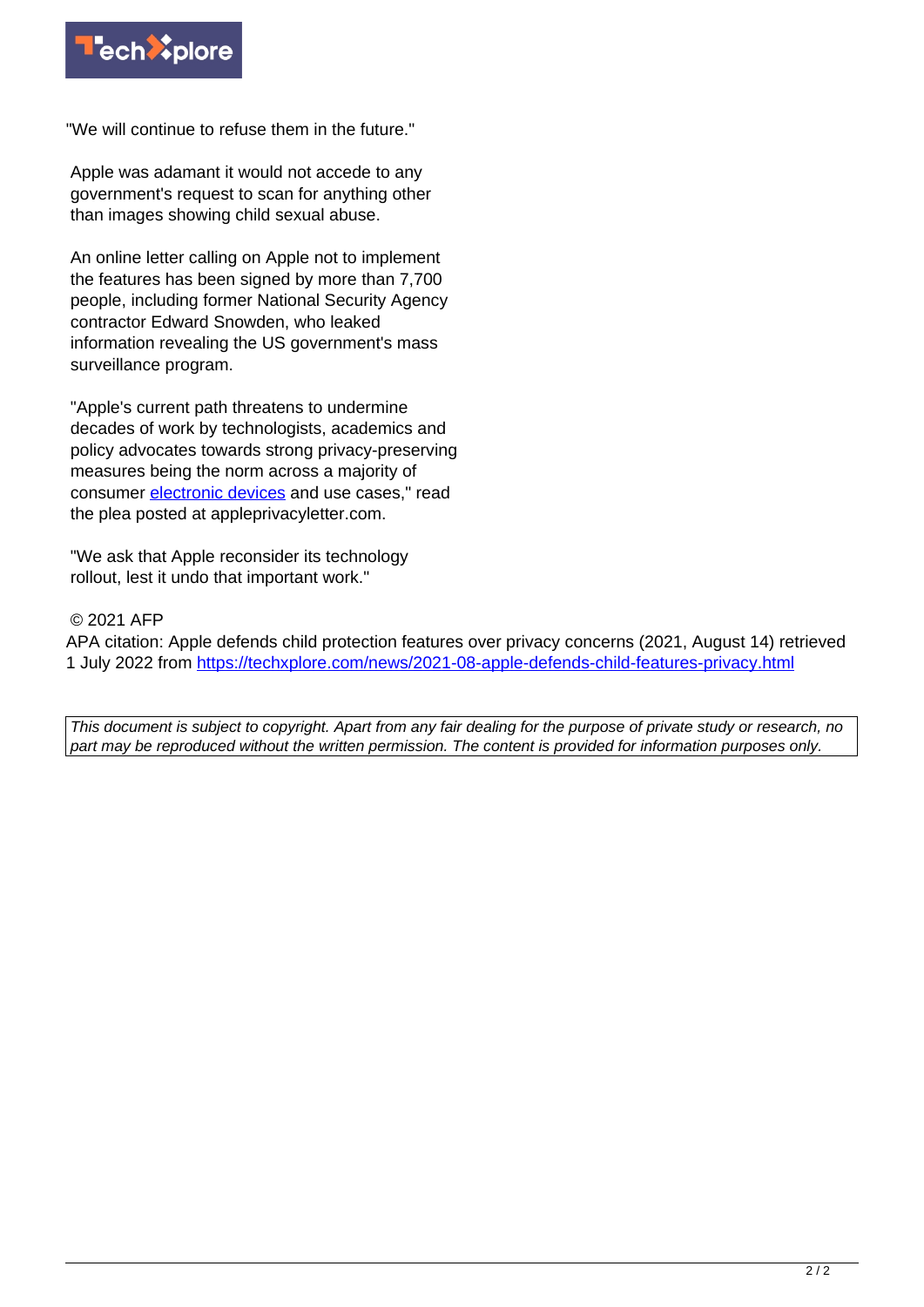"We will continue to refuse them in the future."

Apple was adamant it would not accede to any government's request to scan for anything other than images showing child sexual abuse.

An online letter calling on Apple not to implement the features has been signed by more than 7,700 people, including former National Security Agency contractor Edward Snowden, who leaked information revealing the US government's mass surveillance program.

"Apple's current path threatens to undermine decades of work by technologists, academics and policy advocates towards strong privacy-preserving measures being the norm across a majority of consumer [electronic devices](https://techxplore.com/tags/electronic+devices/) and use cases," read the plea posted at appleprivacyletter.com.

"We ask that Apple reconsider its technology rollout, lest it undo that important work."

© 2021 AFP

APA citation: Apple defends child protection features over privacy concerns (2021, August 14) retrieved 1 July 2022 from https://techxplore.com/news/2021-08-apple-defends-child-features-privacy.html

*This document is subject to copyright. Apart from any fair dealing for the purpose of private study or research, no part may be reproduced without the written permission. The content is provided for information purposes only.*